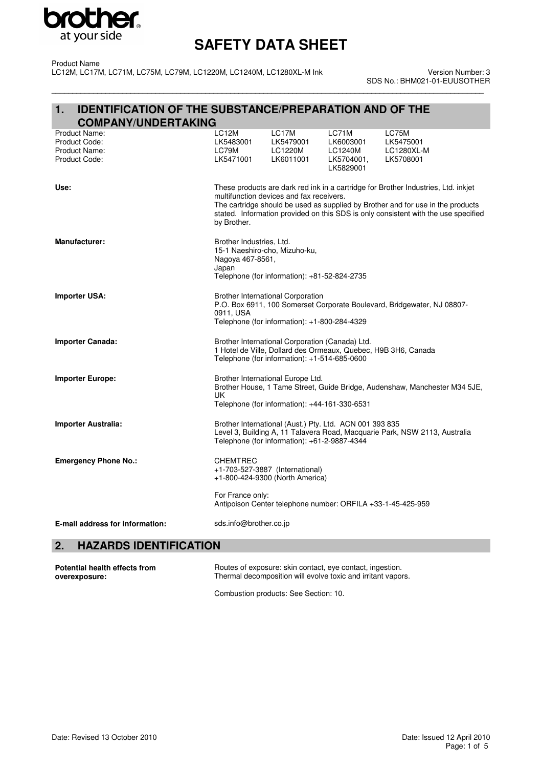# SAFETY DATA SHEET

Product Name
LC12M, LC17M, LC71M, LC75M, LC79M, LC1220M, LC1240M, LC1280XL-M Ink

Version Number: 3
SDS No.: BHM021-01-EUUSOTHER

## 1. IDENTIFICATION OF THE SUBSTANCE/PREPARATION AND OF THE COMPANY/UNDERTAKING

| | | | | |
|---|---|---|---|---|
| Product Name: | LC12M | LC17M | LC71M | LC75M |
| Product Code: | LK5483001 | LK5479001 | LK6003001 | LK5475001 |
| Product Name: | LC79M | LC1220M | LC1240M | LC1280XL-M |
| Product Code: | LK5471001 | LK6011001 | LK5704001, LK5829001 | LK5708001 |

**Use:**
These products are dark red ink in a cartridge for Brother Industries, Ltd. inkjet multifunction devices and fax receivers.
The cartridge should be used as supplied by Brother and for use in the products stated. Information provided on this SDS is only consistent with the use specified by Brother.

**Manufacturer:**
Brother Industries, Ltd.
15-1 Naeshiro-cho, Mizuho-ku,
Nagoya 467-8561,
Japan
Telephone (for information): +81-52-824-2735

**Importer USA:**
Brother International Corporation
P.O. Box 6911, 100 Somerset Corporate Boulevard, Bridgewater, NJ 08807-0911, USA
Telephone (for information): +1-800-284-4329

**Importer Canada:**
Brother International Corporation (Canada) Ltd.
1 Hotel de Ville, Dollard des Ormeaux, Quebec, H9B 3H6, Canada
Telephone (for information): +1-514-685-0600

**Importer Europe:**
Brother International Europe Ltd.
Brother House, 1 Tame Street, Guide Bridge, Audenshaw, Manchester M34 5JE, UK
Telephone (for information): +44-161-330-6531

**Importer Australia:**
Brother International (Aust.) Pty. Ltd. ACN 001 393 835
Level 3, Building A, 11 Talavera Road, Macquarie Park, NSW 2113, Australia
Telephone (for information): +61-2-9887-4344

**Emergency Phone No.:**
CHEMTREC
+1-703-527-3887 (International)
+1-800-424-9300 (North America)

For France only:
Antipoison Center telephone number: ORFILA +33-1-45-425-959

**E-mail address for information:**
sds.info@brother.co.jp

## 2. HAZARDS IDENTIFICATION

**Potential health effects from overexposure:**
Routes of exposure: skin contact, eye contact, ingestion.
Thermal decomposition will evolve toxic and irritant vapors.

Combustion products: See Section: 10.

Date: Revised 13 October 2010

Date: Issued 12 April 2010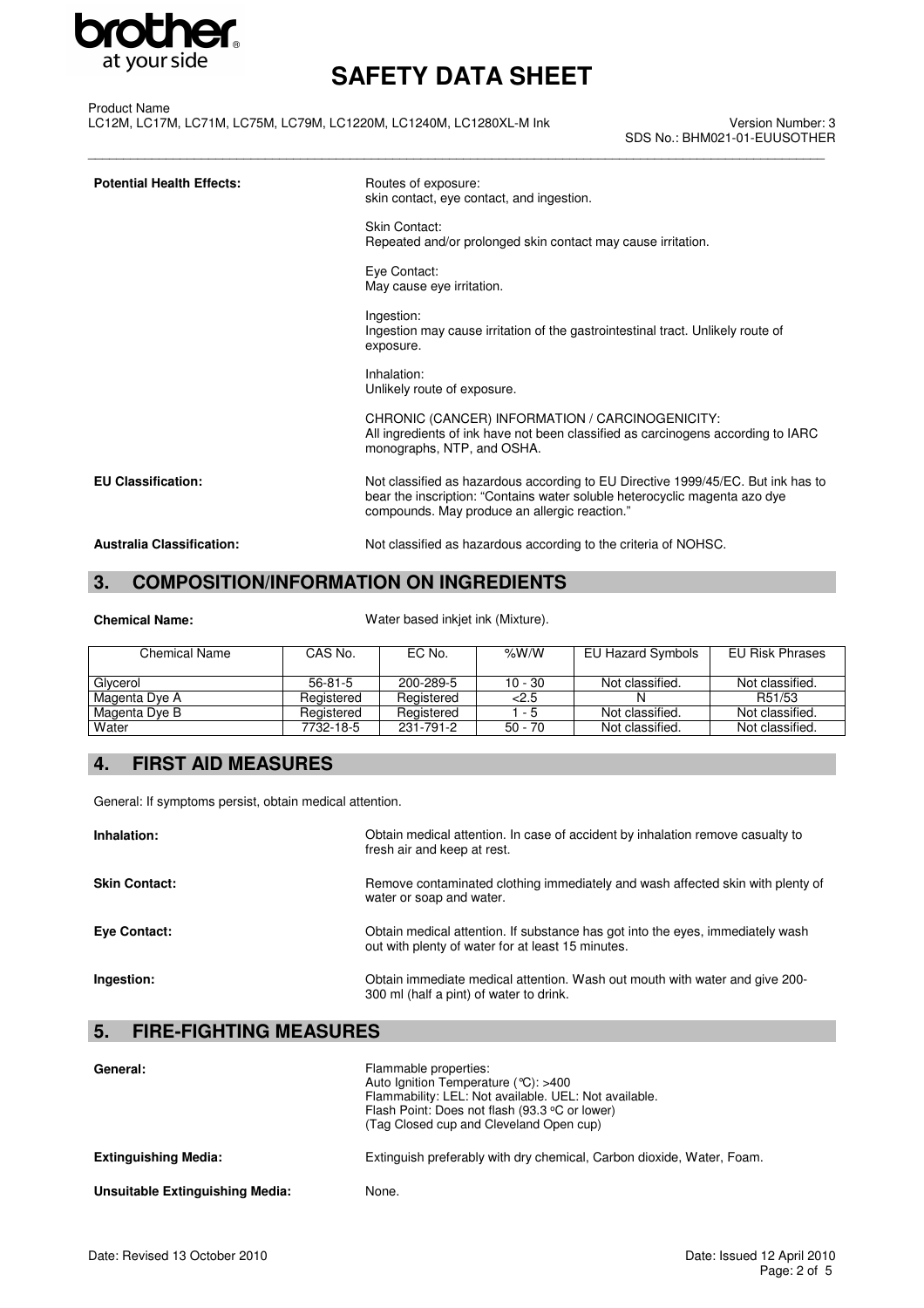**Potential Health Effects:**

Routes of exposure:
skin contact, eye contact, and ingestion.

Skin Contact:
Repeated and/or prolonged skin contact may cause irritation.

Eye Contact:
May cause eye irritation.

Ingestion:
Ingestion may cause irritation of the gastrointestinal tract. Unlikely route of exposure.

Inhalation:
Unlikely route of exposure.

CHRONIC (CANCER) INFORMATION / CARCINOGENICITY:
All ingredients of ink have not been classified as carcinogens according to IARC monographs, NTP, and OSHA.

**EU Classification:**

Not classified as hazardous according to EU Directive 1999/45/EC. But ink has to bear the inscription: "Contains water soluble heterocyclic magenta azo dye compounds. May produce an allergic reaction."

**Australia Classification:**

Not classified as hazardous according to the criteria of NOHSC.

## 3. COMPOSITION/INFORMATION ON INGREDIENTS

**Chemical Name:** Water based inkjet ink (Mixture).

| Chemical Name | CAS No. | EC No. | %W/W | EU Hazard Symbols | EU Risk Phrases |
|---|---|---|---|---|---|
| Glycerol | 56-81-5 | 200-289-5 | 10 - 30 | Not classified. | Not classified. |
| Magenta Dye A | Registered | Registered | <2.5 | N | R51/53 |
| Magenta Dye B | Registered | Registered | 1 - 5 | Not classified. | Not classified. |
| Water | 7732-18-5 | 231-791-2 | 50 - 70 | Not classified. | Not classified. |

## 4. FIRST AID MEASURES

General: If symptoms persist, obtain medical attention.

**Inhalation:** Obtain medical attention. In case of accident by inhalation remove casualty to fresh air and keep at rest.

**Skin Contact:** Remove contaminated clothing immediately and wash affected skin with plenty of water or soap and water.

**Eye Contact:** Obtain medical attention. If substance has got into the eyes, immediately wash out with plenty of water for at least 15 minutes.

**Ingestion:** Obtain immediate medical attention. Wash out mouth with water and give 200-300 ml (half a pint) of water to drink.

## 5. FIRE-FIGHTING MEASURES

**General:**

Flammable properties:
Auto Ignition Temperature (℃): >400
Flammability: LEL: Not available. UEL: Not available.
Flash Point: Does not flash (93.3 °C or lower)
(Tag Closed cup and Cleveland Open cup)

**Extinguishing Media:** Extinguish preferably with dry chemical, Carbon dioxide, Water, Foam.

**Unsuitable Extinguishing Media:** None.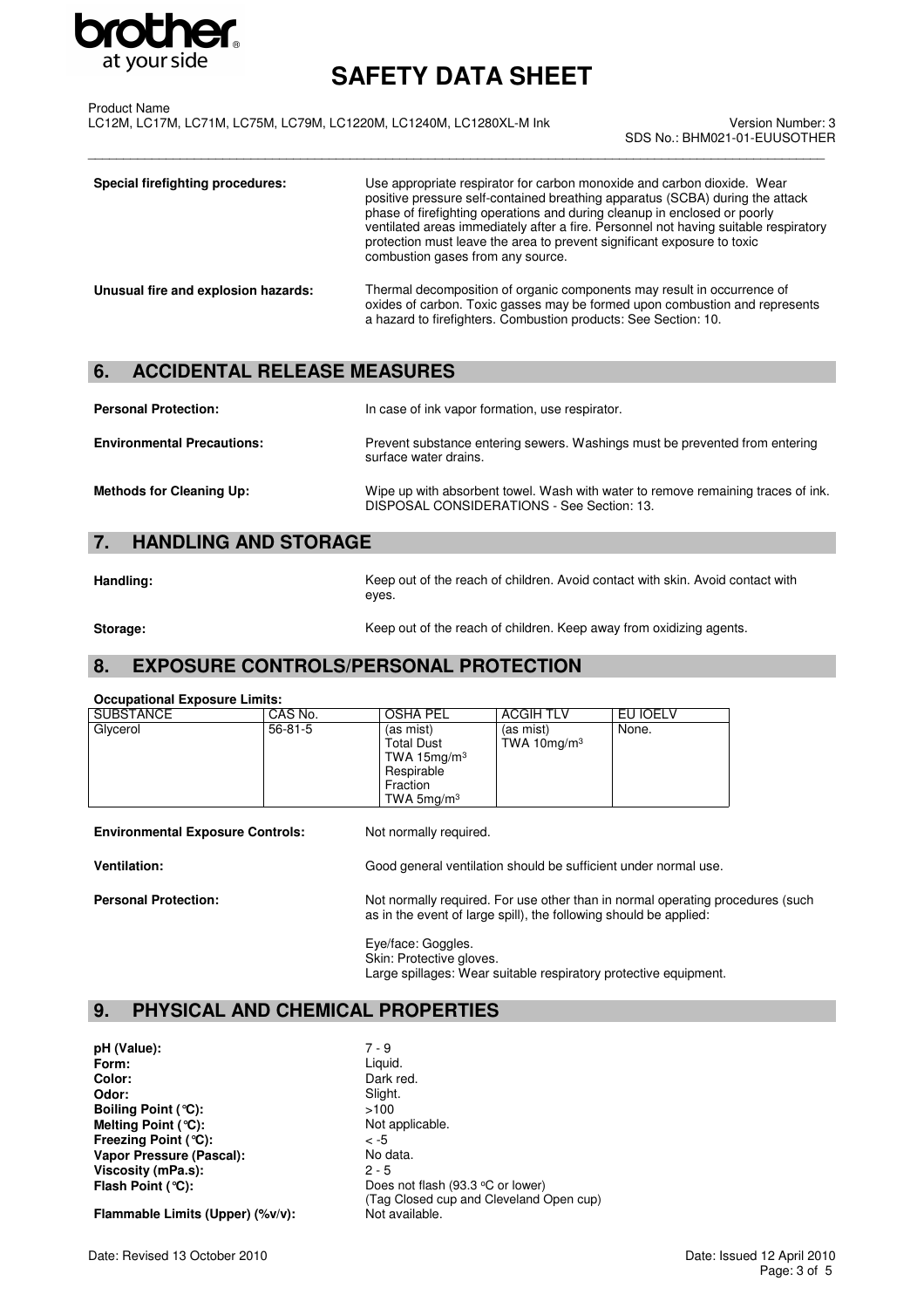| | |
|---|---|
| **Special firefighting procedures:** | Use appropriate respirator for carbon monoxide and carbon dioxide. Wear positive pressure self-contained breathing apparatus (SCBA) during the attack phase of firefighting operations and during cleanup in enclosed or poorly ventilated areas immediately after a fire. Personnel not having suitable respiratory protection must leave the area to prevent significant exposure to toxic combustion gases from any source. |
| **Unusual fire and explosion hazards:** | Thermal decomposition of organic components may result in occurrence of oxides of carbon. Toxic gasses may be formed upon combustion and represents a hazard to firefighters. Combustion products: See Section: 10. |

## 6. ACCIDENTAL RELEASE MEASURES

| | |
|---|---|
| **Personal Protection:** | In case of ink vapor formation, use respirator. |
| **Environmental Precautions:** | Prevent substance entering sewers. Washings must be prevented from entering surface water drains. |
| **Methods for Cleaning Up:** | Wipe up with absorbent towel. Wash with water to remove remaining traces of ink. DISPOSAL CONSIDERATIONS - See Section: 13. |

## 7. HANDLING AND STORAGE

| | |
|---|---|
| **Handling:** | Keep out of the reach of children. Avoid contact with skin. Avoid contact with eyes. |
| **Storage:** | Keep out of the reach of children. Keep away from oxidizing agents. |

## 8. EXPOSURE CONTROLS/PERSONAL PROTECTION

**Occupational Exposure Limits:**

| SUBSTANCE | CAS No. | OSHA PEL | ACGIH TLV | EU IOELV |
|---|---|---|---|---|
| Glycerol | 56-81-5 | (as mist) Total Dust TWA 15mg/m³ Respirable Fraction TWA 5mg/m³ | (as mist) TWA 10mg/m³ | None. |

| | |
|---|---|
| **Environmental Exposure Controls:** | Not normally required. |
| **Ventilation:** | Good general ventilation should be sufficient under normal use. |
| **Personal Protection:** | Not normally required. For use other than in normal operating procedures (such as in the event of large spill), the following should be applied:<br><br>Eye/face: Goggles.<br>Skin: Protective gloves.<br>Large spillages: Wear suitable respiratory protective equipment. |

## 9. PHYSICAL AND CHEMICAL PROPERTIES

| | |
|---|---|
| **pH (Value):** | 7 - 9 |
| **Form:** | Liquid. |
| **Color:** | Dark red. |
| **Odor:** | Slight. |
| **Boiling Point (°C):** | >100 |
| **Melting Point (°C):** | Not applicable. |
| **Freezing Point (°C):** | < -5 |
| **Vapor Pressure (Pascal):** | No data. |
| **Viscosity (mPa.s):** | 2 - 5 |
| **Flash Point (°C):** | Does not flash (93.3 °C or lower) (Tag Closed cup and Cleveland Open cup) |
| **Flammable Limits (Upper) (%v/v):** | Not available. |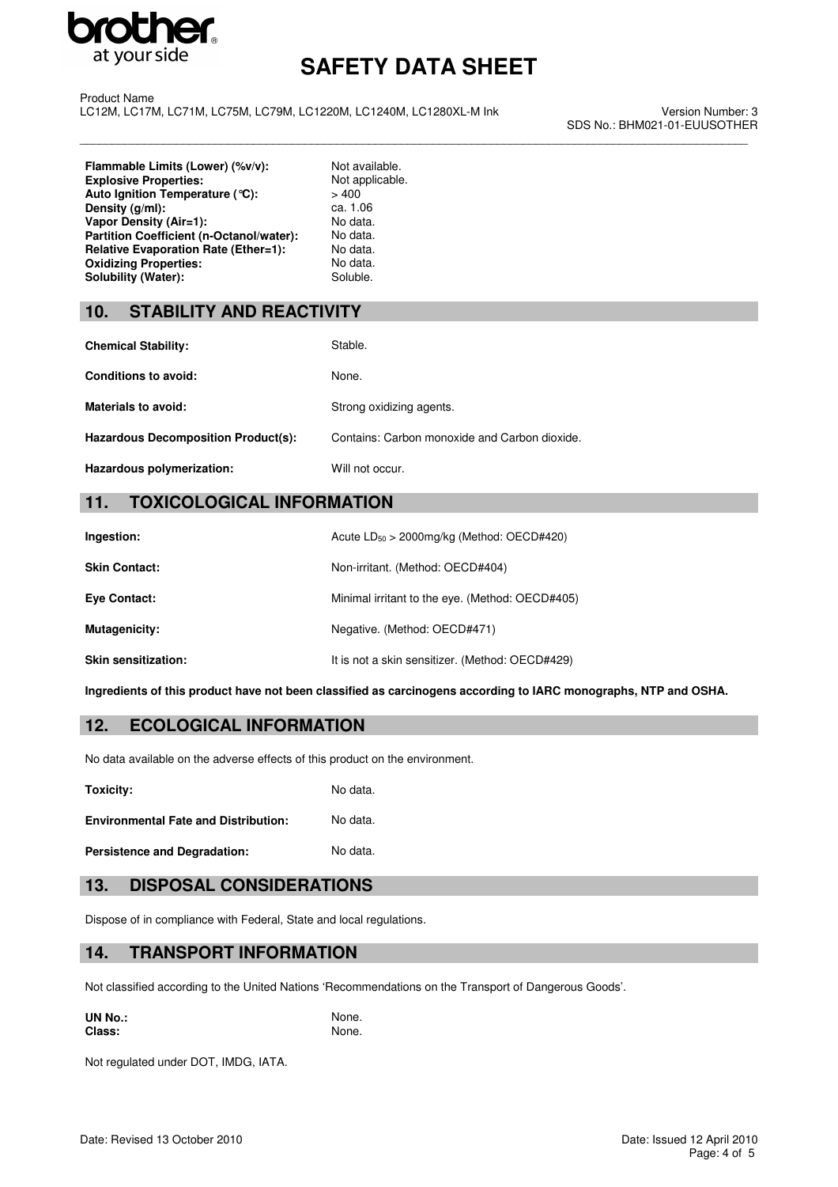| | |
|---|---|
| **Flammable Limits (Lower) (%v/v):** | Not available. |
| **Explosive Properties:** | Not applicable. |
| **Auto Ignition Temperature (°C):** | > 400 |
| **Density (g/ml):** | ca. 1.06 |
| **Vapor Density (Air=1):** | No data. |
| **Partition Coefficient (n-Octanol/water):** | No data. |
| **Relative Evaporation Rate (Ether=1):** | No data. |
| **Oxidizing Properties:** | No data. |
| **Solubility (Water):** | Soluble. |

## 10. STABILITY AND REACTIVITY

| | |
|---|---|
| **Chemical Stability:** | Stable. |
| **Conditions to avoid:** | None. |
| **Materials to avoid:** | Strong oxidizing agents. |
| **Hazardous Decomposition Product(s):** | Contains: Carbon monoxide and Carbon dioxide. |
| **Hazardous polymerization:** | Will not occur. |

## 11. TOXICOLOGICAL INFORMATION

| | |
|---|---|
| **Ingestion:** | Acute $LD_{50}$ > 2000mg/kg (Method: OECD#420) |
| **Skin Contact:** | Non-irritant. (Method: OECD#404) |
| **Eye Contact:** | Minimal irritant to the eye. (Method: OECD#405) |
| **Mutagenicity:** | Negative. (Method: OECD#471) |
| **Skin sensitization:** | It is not a skin sensitizer. (Method: OECD#429) |

**Ingredients of this product have not been classified as carcinogens according to IARC monographs, NTP and OSHA.**

## 12. ECOLOGICAL INFORMATION

No data available on the adverse effects of this product on the environment.

| | |
|---|---|
| **Toxicity:** | No data. |
| **Environmental Fate and Distribution:** | No data. |
| **Persistence and Degradation:** | No data. |

## 13. DISPOSAL CONSIDERATIONS

Dispose of in compliance with Federal, State and local regulations.

## 14. TRANSPORT INFORMATION

Not classified according to the United Nations 'Recommendations on the Transport of Dangerous Goods'.

| | |
|---|---|
| **UN No.:** | None. |
| **Class:** | None. |

Not regulated under DOT, IMDG, IATA.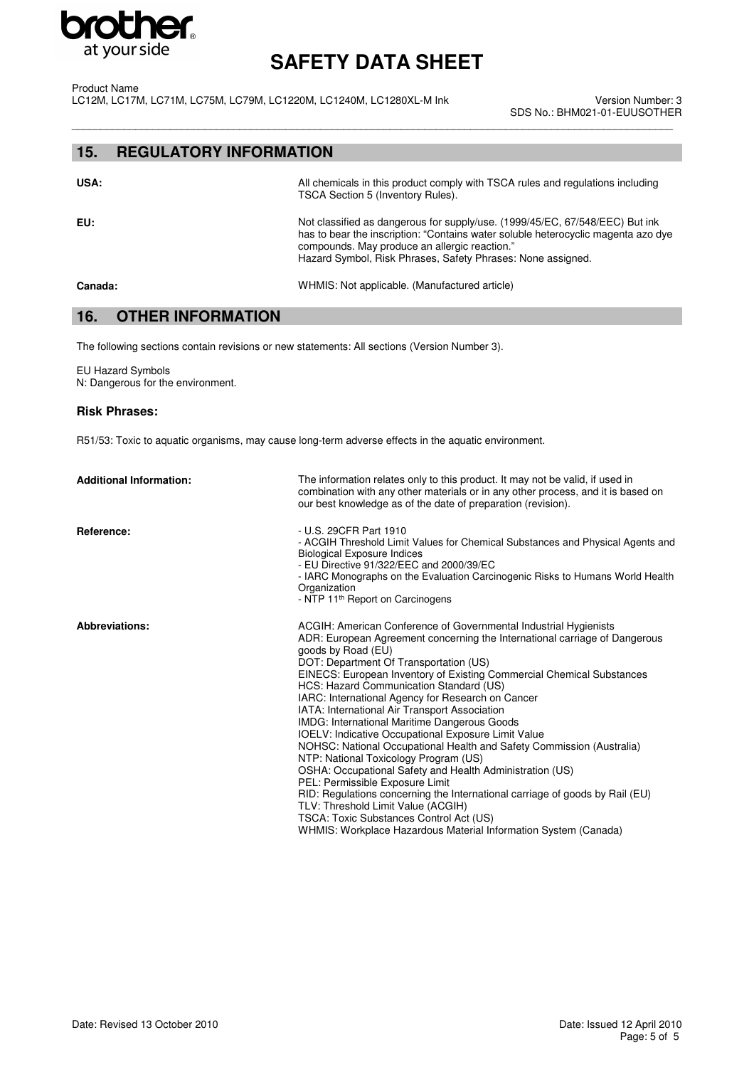## 15. REGULATORY INFORMATION

| | |
|---|---|
| **USA:** | All chemicals in this product comply with TSCA rules and regulations including TSCA Section 5 (Inventory Rules). |
| **EU:** | Not classified as dangerous for supply/use. (1999/45/EC, 67/548/EEC) But ink has to bear the inscription: "Contains water soluble heterocyclic magenta azo dye compounds. May produce an allergic reaction." Hazard Symbol, Risk Phrases, Safety Phrases: None assigned. |
| **Canada:** | WHMIS: Not applicable. (Manufactured article) |

## 16. OTHER INFORMATION

The following sections contain revisions or new statements: All sections (Version Number 3).

EU Hazard Symbols
N: Dangerous for the environment.

### Risk Phrases:

R51/53: Toxic to aquatic organisms, may cause long-term adverse effects in the aquatic environment.

**Additional Information:**

The information relates only to this product. It may not be valid, if used in combination with any other materials or in any other process, and it is based on our best knowledge as of the date of preparation (revision).

**Reference:**

- U.S. 29CFR Part 1910
- ACGIH Threshold Limit Values for Chemical Substances and Physical Agents and Biological Exposure Indices
- EU Directive 91/322/EEC and 2000/39/EC
- IARC Monographs on the Evaluation Carcinogenic Risks to Humans World Health Organization
- NTP 11th Report on Carcinogens

**Abbreviations:**

ACGIH: American Conference of Governmental Industrial Hygienists
ADR: European Agreement concerning the International carriage of Dangerous goods by Road (EU)
DOT: Department Of Transportation (US)
EINECS: European Inventory of Existing Commercial Chemical Substances
HCS: Hazard Communication Standard (US)
IARC: International Agency for Research on Cancer
IATA: International Air Transport Association
IMDG: International Maritime Dangerous Goods
IOELV: Indicative Occupational Exposure Limit Value
NOHSC: National Occupational Health and Safety Commission (Australia)
NTP: National Toxicology Program (US)
OSHA: Occupational Safety and Health Administration (US)
PEL: Permissible Exposure Limit
RID: Regulations concerning the International carriage of goods by Rail (EU)
TLV: Threshold Limit Value (ACGIH)
TSCA: Toxic Substances Control Act (US)
WHMIS: Workplace Hazardous Material Information System (Canada)

Date: Revised 13 October 2010

Date: Issued 12 April 2010